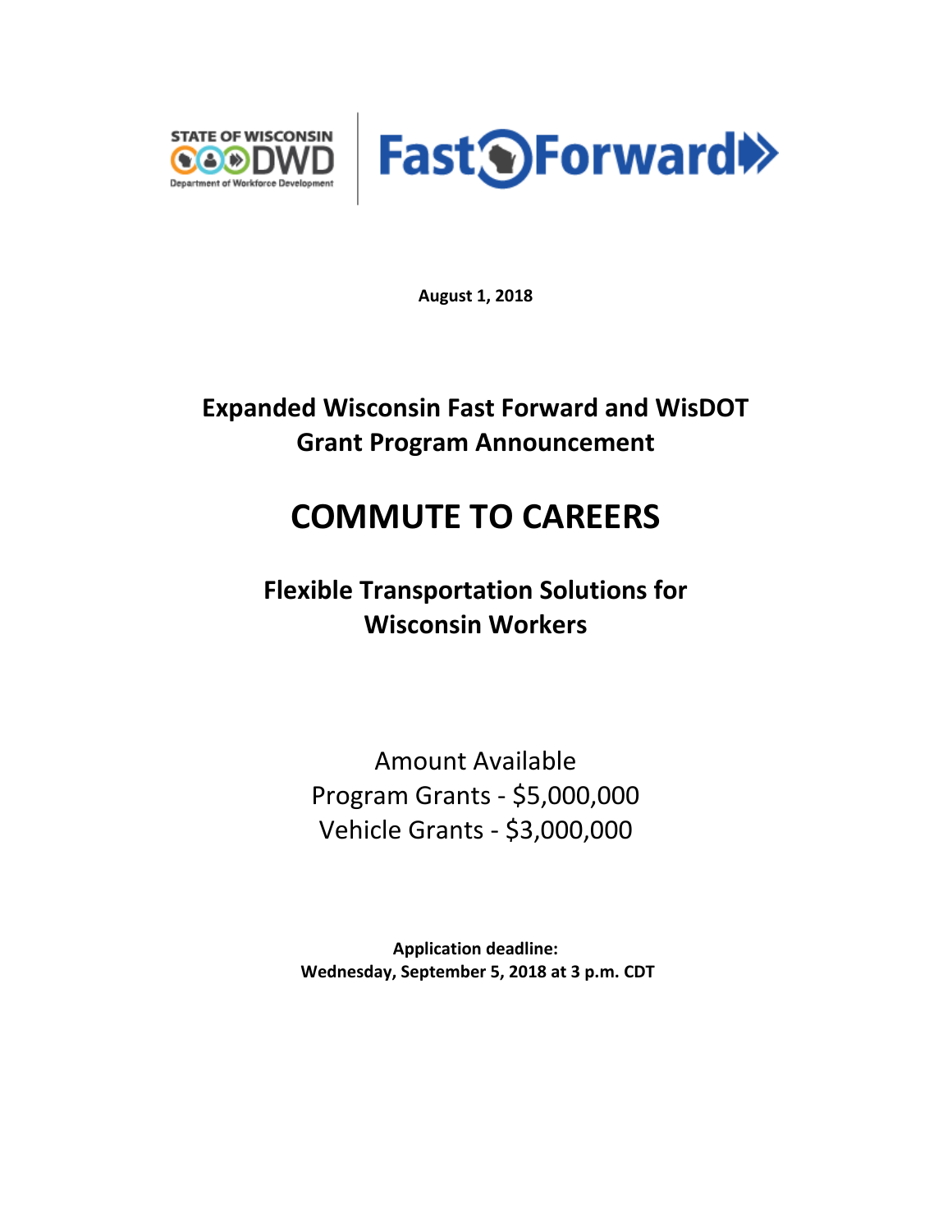STATE OF WISCONSIN DWD Department of Workforce Development | Fast Forward

**August 1, 2018**

# Expanded Wisconsin Fast Forward and WisDOT Grant Program Announcement

# COMMUTE TO CAREERS

## Flexible Transportation Solutions for Wisconsin Workers

Amount Available
Program Grants - $5,000,000
Vehicle Grants - $3,000,000

**Application deadline:**
**Wednesday, September 5, 2018 at 3 p.m. CDT**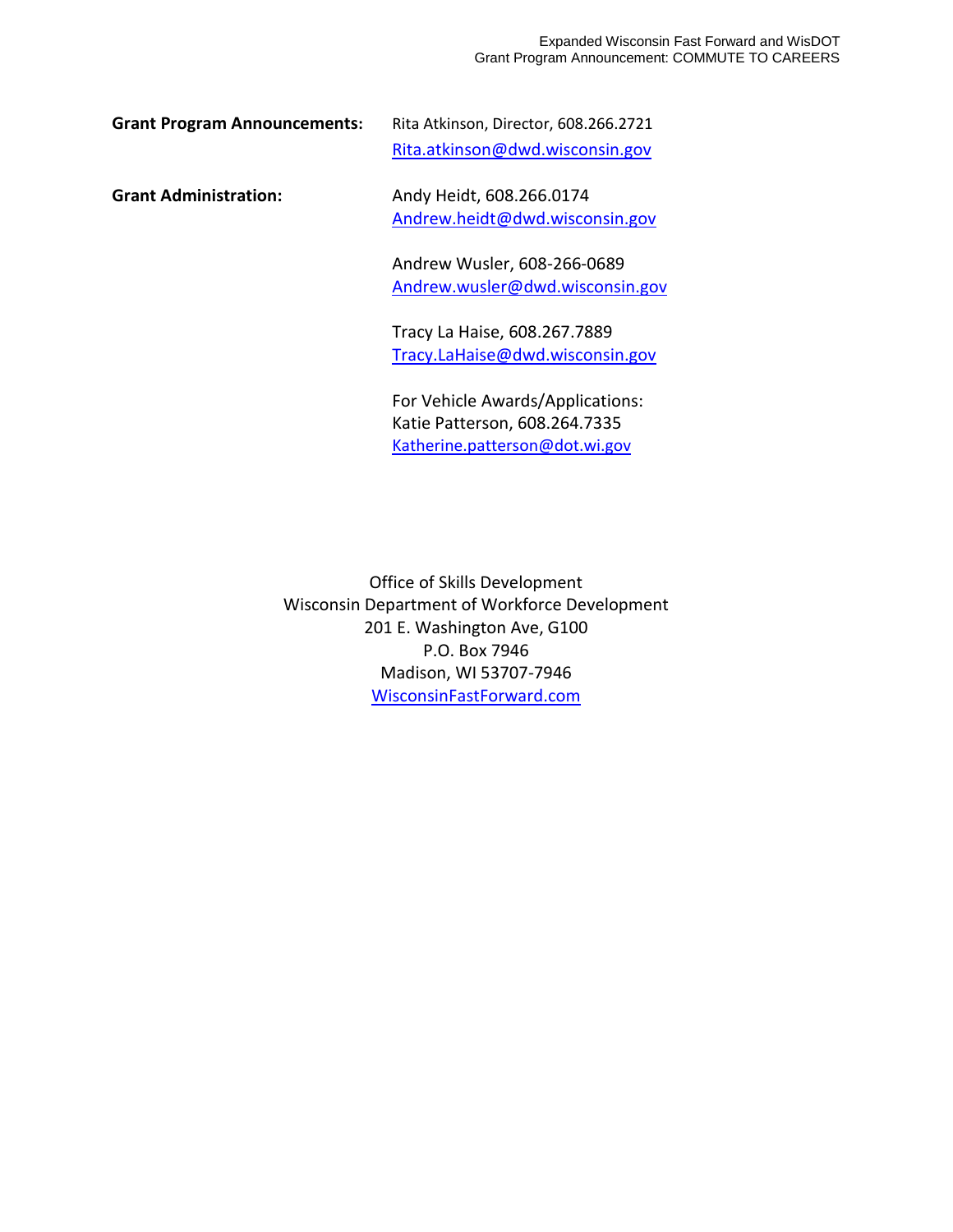**Grant Program Announcements:** Rita Atkinson, Director, 608.266.2721
Rita.atkinson@dwd.wisconsin.gov

**Grant Administration:** Andy Heidt, 608.266.0174
Andrew.heidt@dwd.wisconsin.gov

Andrew Wusler, 608-266-0689
Andrew.wusler@dwd.wisconsin.gov

Tracy La Haise, 608.267.7889
Tracy.LaHaise@dwd.wisconsin.gov

For Vehicle Awards/Applications:
Katie Patterson, 608.264.7335
Katherine.patterson@dot.wi.gov

Office of Skills Development
Wisconsin Department of Workforce Development
201 E. Washington Ave, G100
P.O. Box 7946
Madison, WI 53707-7946
WisconsinFastForward.com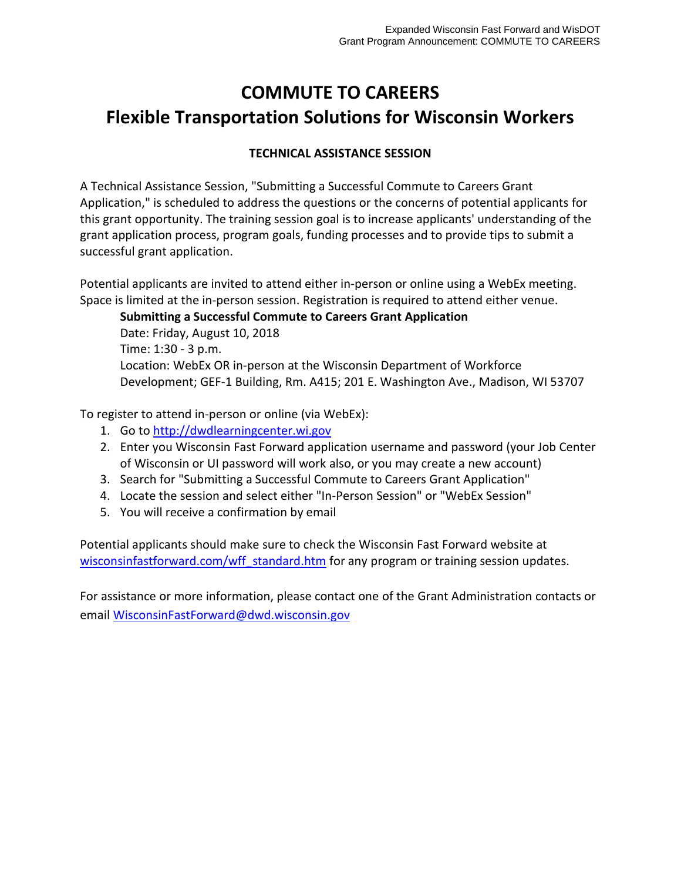# COMMUTE TO CAREERS
# Flexible Transportation Solutions for Wisconsin Workers

### TECHNICAL ASSISTANCE SESSION

A Technical Assistance Session, "Submitting a Successful Commute to Careers Grant Application," is scheduled to address the questions or the concerns of potential applicants for this grant opportunity. The training session goal is to increase applicants' understanding of the grant application process, program goals, funding processes and to provide tips to submit a successful grant application.

Potential applicants are invited to attend either in-person or online using a WebEx meeting. Space is limited at the in-person session. Registration is required to attend either venue.

> **Submitting a Successful Commute to Careers Grant Application**
> Date: Friday, August 10, 2018
> Time: 1:30 - 3 p.m.
> Location: WebEx OR in-person at the Wisconsin Department of Workforce Development; GEF-1 Building, Rm. A415; 201 E. Washington Ave., Madison, WI 53707

To register to attend in-person or online (via WebEx):

1. Go to http://dwdlearningcenter.wi.gov
2. Enter you Wisconsin Fast Forward application username and password (your Job Center of Wisconsin or UI password will work also, or you may create a new account)
3. Search for "Submitting a Successful Commute to Careers Grant Application"
4. Locate the session and select either "In-Person Session" or "WebEx Session"
5. You will receive a confirmation by email

Potential applicants should make sure to check the Wisconsin Fast Forward website at wisconsinfastforward.com/wff_standard.htm for any program or training session updates.

For assistance or more information, please contact one of the Grant Administration contacts or email WisconsinFastForward@dwd.wisconsin.gov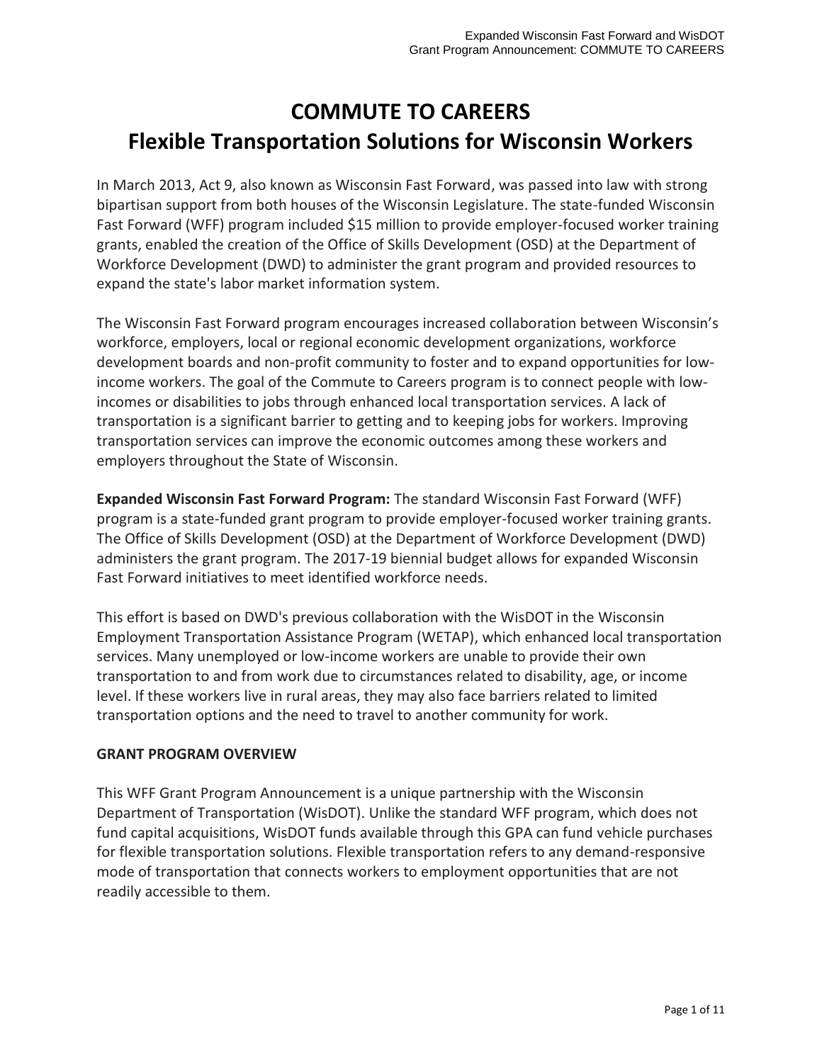# COMMUTE TO CAREERS
# Flexible Transportation Solutions for Wisconsin Workers

In March 2013, Act 9, also known as Wisconsin Fast Forward, was passed into law with strong bipartisan support from both houses of the Wisconsin Legislature. The state-funded Wisconsin Fast Forward (WFF) program included $15 million to provide employer-focused worker training grants, enabled the creation of the Office of Skills Development (OSD) at the Department of Workforce Development (DWD) to administer the grant program and provided resources to expand the state's labor market information system.

The Wisconsin Fast Forward program encourages increased collaboration between Wisconsin's workforce, employers, local or regional economic development organizations, workforce development boards and non-profit community to foster and to expand opportunities for low-income workers. The goal of the Commute to Careers program is to connect people with low-incomes or disabilities to jobs through enhanced local transportation services. A lack of transportation is a significant barrier to getting and to keeping jobs for workers. Improving transportation services can improve the economic outcomes among these workers and employers throughout the State of Wisconsin.

**Expanded Wisconsin Fast Forward Program:** The standard Wisconsin Fast Forward (WFF) program is a state-funded grant program to provide employer-focused worker training grants. The Office of Skills Development (OSD) at the Department of Workforce Development (DWD) administers the grant program. The 2017-19 biennial budget allows for expanded Wisconsin Fast Forward initiatives to meet identified workforce needs.

This effort is based on DWD's previous collaboration with the WisDOT in the Wisconsin Employment Transportation Assistance Program (WETAP), which enhanced local transportation services. Many unemployed or low-income workers are unable to provide their own transportation to and from work due to circumstances related to disability, age, or income level. If these workers live in rural areas, they may also face barriers related to limited transportation options and the need to travel to another community for work.

## GRANT PROGRAM OVERVIEW

This WFF Grant Program Announcement is a unique partnership with the Wisconsin Department of Transportation (WisDOT). Unlike the standard WFF program, which does not fund capital acquisitions, WisDOT funds available through this GPA can fund vehicle purchases for flexible transportation solutions. Flexible transportation refers to any demand-responsive mode of transportation that connects workers to employment opportunities that are not readily accessible to them.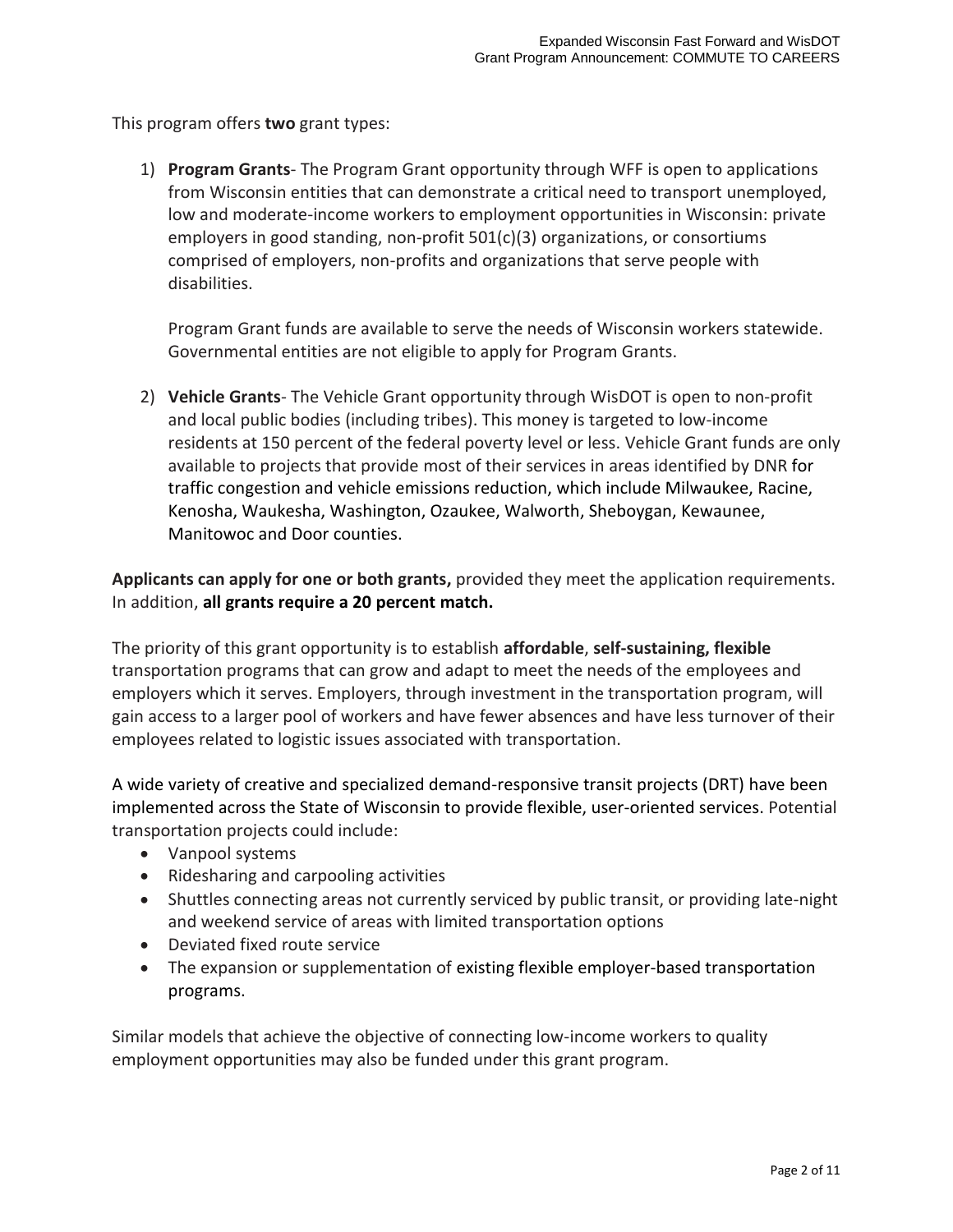This program offers **two** grant types:

1) **Program Grants**- The Program Grant opportunity through WFF is open to applications from Wisconsin entities that can demonstrate a critical need to transport unemployed, low and moderate-income workers to employment opportunities in Wisconsin: private employers in good standing, non-profit 501(c)(3) organizations, or consortiums comprised of employers, non-profits and organizations that serve people with disabilities.

   Program Grant funds are available to serve the needs of Wisconsin workers statewide. Governmental entities are not eligible to apply for Program Grants.

2) **Vehicle Grants**- The Vehicle Grant opportunity through WisDOT is open to non-profit and local public bodies (including tribes). This money is targeted to low-income residents at 150 percent of the federal poverty level or less. Vehicle Grant funds are only available to projects that provide most of their services in areas identified by DNR for traffic congestion and vehicle emissions reduction, which include Milwaukee, Racine, Kenosha, Waukesha, Washington, Ozaukee, Walworth, Sheboygan, Kewaunee, Manitowoc and Door counties.

**Applicants can apply for one or both grants,** provided they meet the application requirements. In addition, **all grants require a 20 percent match.**

The priority of this grant opportunity is to establish **affordable**, **self-sustaining, flexible** transportation programs that can grow and adapt to meet the needs of the employees and employers which it serves. Employers, through investment in the transportation program, will gain access to a larger pool of workers and have fewer absences and have less turnover of their employees related to logistic issues associated with transportation.

A wide variety of creative and specialized demand-responsive transit projects (DRT) have been implemented across the State of Wisconsin to provide flexible, user-oriented services. Potential transportation projects could include:

- Vanpool systems
- Ridesharing and carpooling activities
- Shuttles connecting areas not currently serviced by public transit, or providing late-night and weekend service of areas with limited transportation options
- Deviated fixed route service
- The expansion or supplementation of existing flexible employer-based transportation programs.

Similar models that achieve the objective of connecting low-income workers to quality employment opportunities may also be funded under this grant program.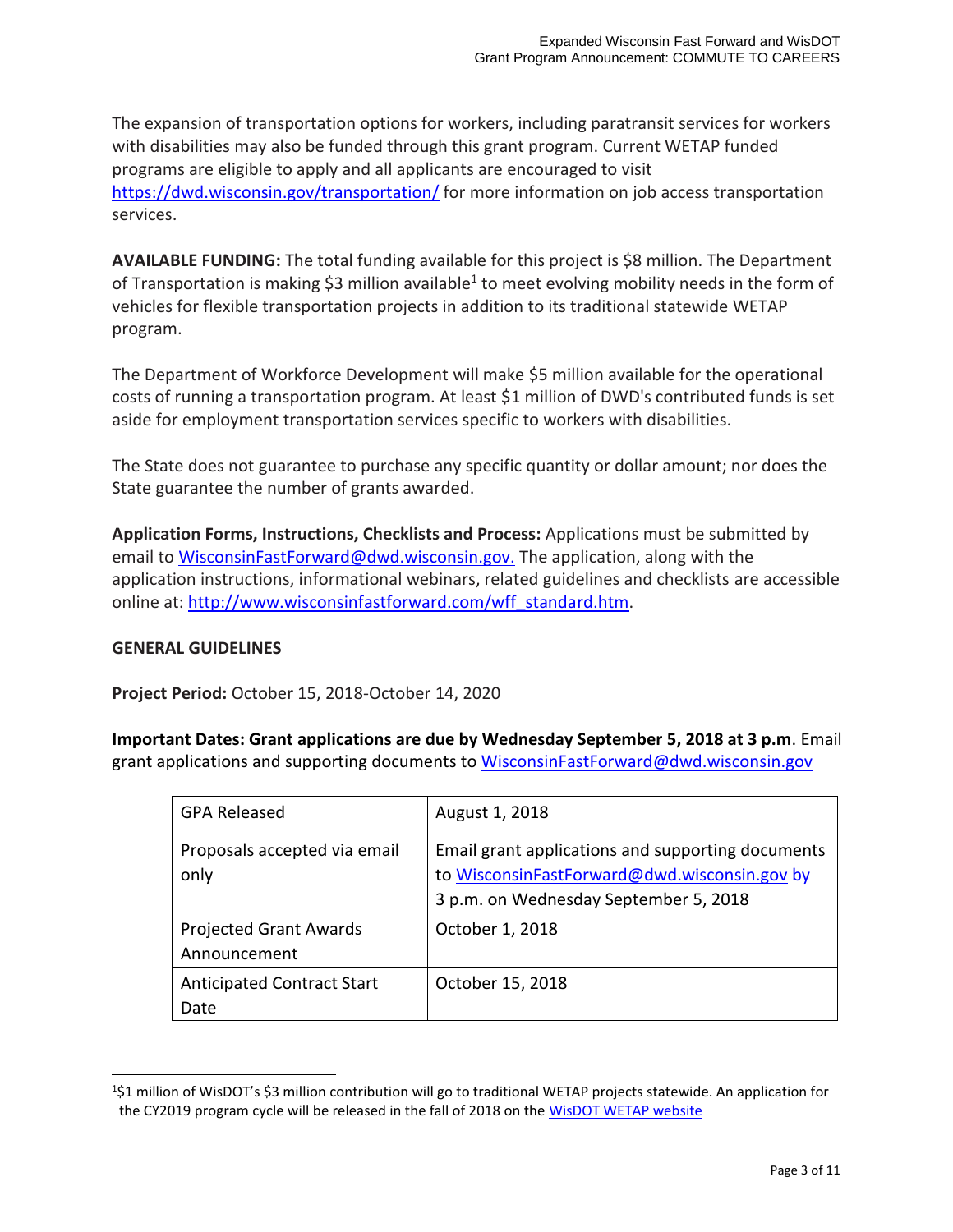The expansion of transportation options for workers, including paratransit services for workers with disabilities may also be funded through this grant program. Current WETAP funded programs are eligible to apply and all applicants are encouraged to visit https://dwd.wisconsin.gov/transportation/ for more information on job access transportation services.

**AVAILABLE FUNDING:** The total funding available for this project is $8 million. The Department of Transportation is making $3 million available[1] to meet evolving mobility needs in the form of vehicles for flexible transportation projects in addition to its traditional statewide WETAP program.

The Department of Workforce Development will make $5 million available for the operational costs of running a transportation program. At least $1 million of DWD's contributed funds is set aside for employment transportation services specific to workers with disabilities.

The State does not guarantee to purchase any specific quantity or dollar amount; nor does the State guarantee the number of grants awarded.

**Application Forms, Instructions, Checklists and Process:** Applications must be submitted by email to WisconsinFastForward@dwd.wisconsin.gov. The application, along with the application instructions, informational webinars, related guidelines and checklists are accessible online at: http://www.wisconsinfastforward.com/wff_standard.htm.

**GENERAL GUIDELINES**

**Project Period:** October 15, 2018-October 14, 2020

**Important Dates: Grant applications are due by Wednesday September 5, 2018 at 3 p.m**. Email grant applications and supporting documents to WisconsinFastForward@dwd.wisconsin.gov

| GPA Released | August 1, 2018 |
|---|---|
| Proposals accepted via email only | Email grant applications and supporting documents to WisconsinFastForward@dwd.wisconsin.gov by 3 p.m. on Wednesday September 5, 2018 |
| Projected Grant Awards Announcement | October 1, 2018 |
| Anticipated Contract Start Date | October 15, 2018 |

[1] $1 million of WisDOT's $3 million contribution will go to traditional WETAP projects statewide. An application for the CY2019 program cycle will be released in the fall of 2018 on the WisDOT WETAP website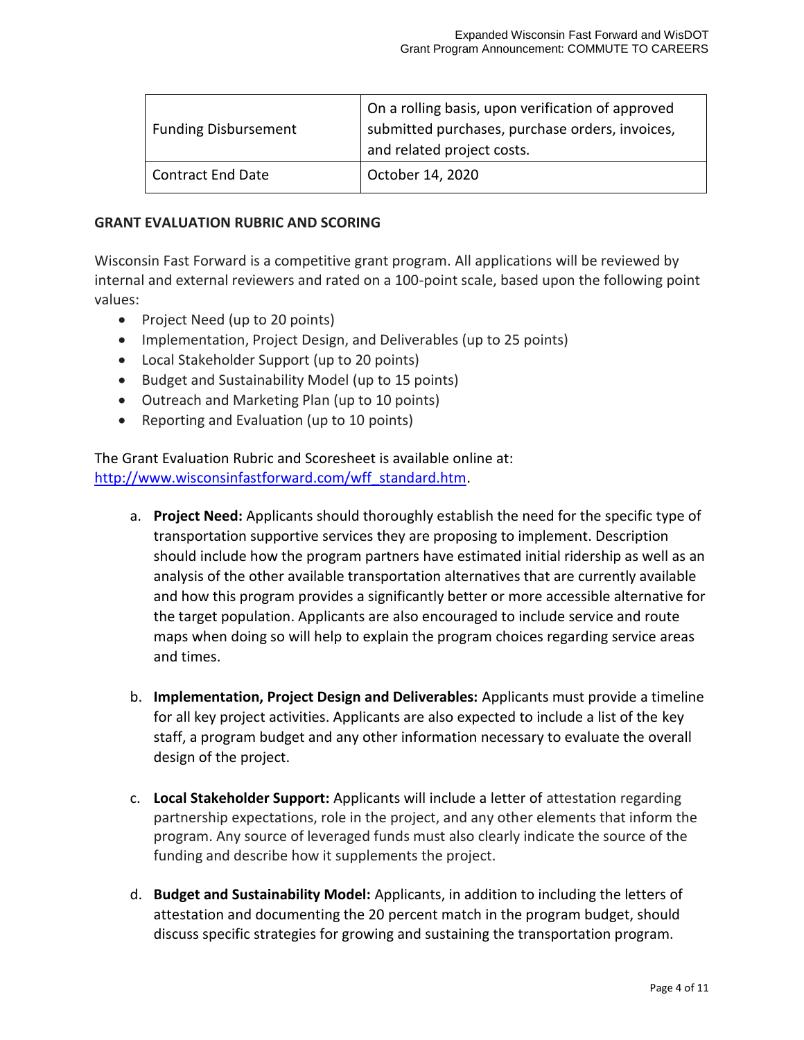| Funding Disbursement | On a rolling basis, upon verification of approved submitted purchases, purchase orders, invoices, and related project costs. |
|---|---|
| Contract End Date | October 14, 2020 |

## GRANT EVALUATION RUBRIC AND SCORING

Wisconsin Fast Forward is a competitive grant program. All applications will be reviewed by internal and external reviewers and rated on a 100-point scale, based upon the following point values:

- Project Need (up to 20 points)
- Implementation, Project Design, and Deliverables (up to 25 points)
- Local Stakeholder Support (up to 20 points)
- Budget and Sustainability Model (up to 15 points)
- Outreach and Marketing Plan (up to 10 points)
- Reporting and Evaluation (up to 10 points)

The Grant Evaluation Rubric and Scoresheet is available online at: http://www.wisconsinfastforward.com/wff_standard.htm.

a. **Project Need:** Applicants should thoroughly establish the need for the specific type of transportation supportive services they are proposing to implement. Description should include how the program partners have estimated initial ridership as well as an analysis of the other available transportation alternatives that are currently available and how this program provides a significantly better or more accessible alternative for the target population. Applicants are also encouraged to include service and route maps when doing so will help to explain the program choices regarding service areas and times.

b. **Implementation, Project Design and Deliverables:** Applicants must provide a timeline for all key project activities. Applicants are also expected to include a list of the key staff, a program budget and any other information necessary to evaluate the overall design of the project.

c. **Local Stakeholder Support:** Applicants will include a letter of attestation regarding partnership expectations, role in the project, and any other elements that inform the program. Any source of leveraged funds must also clearly indicate the source of the funding and describe how it supplements the project.

d. **Budget and Sustainability Model:** Applicants, in addition to including the letters of attestation and documenting the 20 percent match in the program budget, should discuss specific strategies for growing and sustaining the transportation program.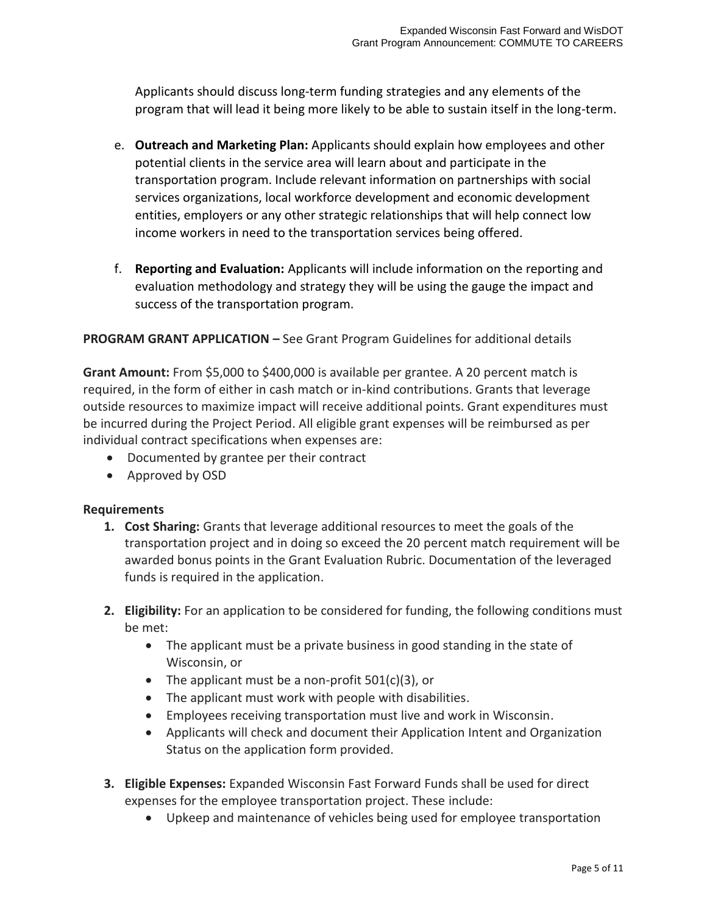Applicants should discuss long-term funding strategies and any elements of the program that will lead it being more likely to be able to sustain itself in the long-term.

e. **Outreach and Marketing Plan:** Applicants should explain how employees and other potential clients in the service area will learn about and participate in the transportation program. Include relevant information on partnerships with social services organizations, local workforce development and economic development entities, employers or any other strategic relationships that will help connect low income workers in need to the transportation services being offered.

f. **Reporting and Evaluation:** Applicants will include information on the reporting and evaluation methodology and strategy they will be using the gauge the impact and success of the transportation program.

**PROGRAM GRANT APPLICATION –** See Grant Program Guidelines for additional details

**Grant Amount:** From $5,000 to $400,000 is available per grantee. A 20 percent match is required, in the form of either in cash match or in-kind contributions. Grants that leverage outside resources to maximize impact will receive additional points. Grant expenditures must be incurred during the Project Period. All eligible grant expenses will be reimbursed as per individual contract specifications when expenses are:

- Documented by grantee per their contract
- Approved by OSD

**Requirements**

1. **Cost Sharing:** Grants that leverage additional resources to meet the goals of the transportation project and in doing so exceed the 20 percent match requirement will be awarded bonus points in the Grant Evaluation Rubric. Documentation of the leveraged funds is required in the application.

2. **Eligibility:** For an application to be considered for funding, the following conditions must be met:
   - The applicant must be a private business in good standing in the state of Wisconsin, or
   - The applicant must be a non-profit 501(c)(3), or
   - The applicant must work with people with disabilities.
   - Employees receiving transportation must live and work in Wisconsin.
   - Applicants will check and document their Application Intent and Organization Status on the application form provided.

3. **Eligible Expenses:** Expanded Wisconsin Fast Forward Funds shall be used for direct expenses for the employee transportation project. These include:
   - Upkeep and maintenance of vehicles being used for employee transportation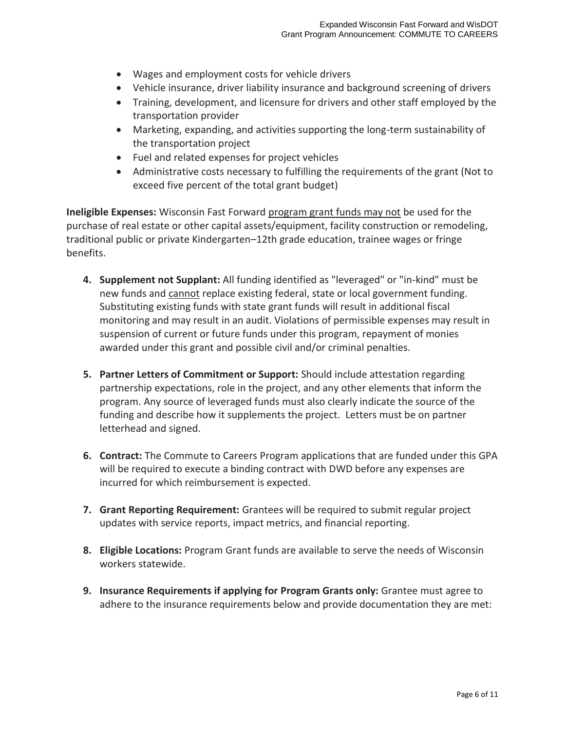- Wages and employment costs for vehicle drivers
- Vehicle insurance, driver liability insurance and background screening of drivers
- Training, development, and licensure for drivers and other staff employed by the transportation provider
- Marketing, expanding, and activities supporting the long-term sustainability of the transportation project
- Fuel and related expenses for project vehicles
- Administrative costs necessary to fulfilling the requirements of the grant (Not to exceed five percent of the total grant budget)

**Ineligible Expenses:** Wisconsin Fast Forward program grant funds may not be used for the purchase of real estate or other capital assets/equipment, facility construction or remodeling, traditional public or private Kindergarten–12th grade education, trainee wages or fringe benefits.

4. **Supplement not Supplant:** All funding identified as "leveraged" or "in-kind" must be new funds and cannot replace existing federal, state or local government funding. Substituting existing funds with state grant funds will result in additional fiscal monitoring and may result in an audit. Violations of permissible expenses may result in suspension of current or future funds under this program, repayment of monies awarded under this grant and possible civil and/or criminal penalties.

5. **Partner Letters of Commitment or Support:** Should include attestation regarding partnership expectations, role in the project, and any other elements that inform the program. Any source of leveraged funds must also clearly indicate the source of the funding and describe how it supplements the project. Letters must be on partner letterhead and signed.

6. **Contract:** The Commute to Careers Program applications that are funded under this GPA will be required to execute a binding contract with DWD before any expenses are incurred for which reimbursement is expected.

7. **Grant Reporting Requirement:** Grantees will be required to submit regular project updates with service reports, impact metrics, and financial reporting.

8. **Eligible Locations:** Program Grant funds are available to serve the needs of Wisconsin workers statewide.

9. **Insurance Requirements if applying for Program Grants only:** Grantee must agree to adhere to the insurance requirements below and provide documentation they are met: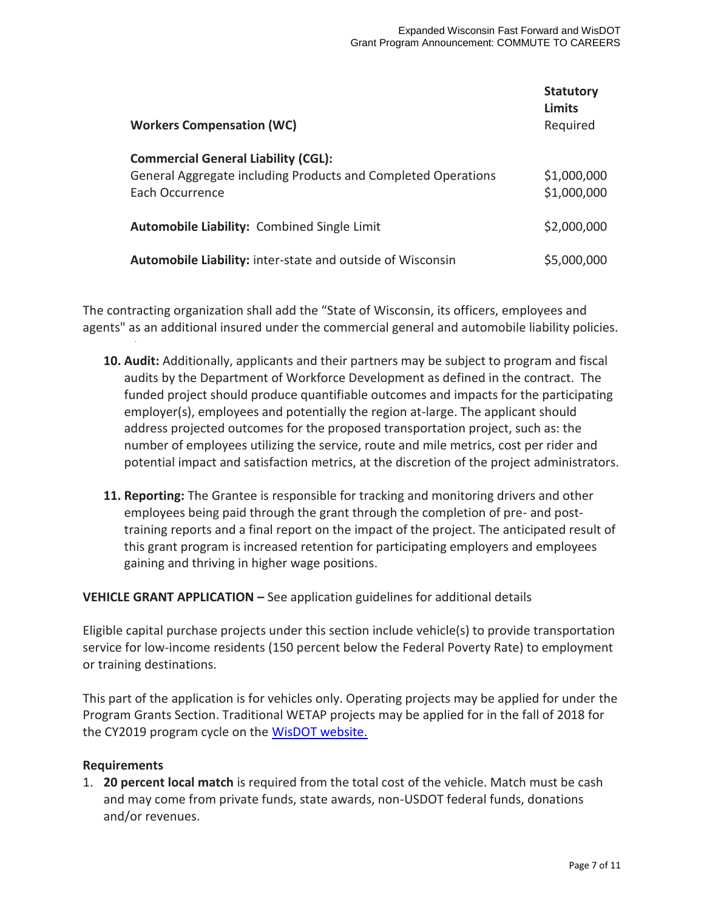| | Statutory Limits |
|---|---|
| **Workers Compensation (WC)** | Required |
| **Commercial General Liability (CGL):** | |
| General Aggregate including Products and Completed Operations | $1,000,000 |
| Each Occurrence | $1,000,000 |
| **Automobile Liability:** Combined Single Limit | $2,000,000 |
| **Automobile Liability:** inter-state and outside of Wisconsin | $5,000,000 |

The contracting organization shall add the "State of Wisconsin, its officers, employees and agents" as an additional insured under the commercial general and automobile liability policies.

10. **Audit:** Additionally, applicants and their partners may be subject to program and fiscal audits by the Department of Workforce Development as defined in the contract. The funded project should produce quantifiable outcomes and impacts for the participating employer(s), employees and potentially the region at-large. The applicant should address projected outcomes for the proposed transportation project, such as: the number of employees utilizing the service, route and mile metrics, cost per rider and potential impact and satisfaction metrics, at the discretion of the project administrators.

11. **Reporting:** The Grantee is responsible for tracking and monitoring drivers and other employees being paid through the grant through the completion of pre- and post-training reports and a final report on the impact of the project. The anticipated result of this grant program is increased retention for participating employers and employees gaining and thriving in higher wage positions.

**VEHICLE GRANT APPLICATION –** See application guidelines for additional details

Eligible capital purchase projects under this section include vehicle(s) to provide transportation service for low-income residents (150 percent below the Federal Poverty Rate) to employment or training destinations.

This part of the application is for vehicles only. Operating projects may be applied for under the Program Grants Section. Traditional WETAP projects may be applied for in the fall of 2018 for the CY2019 program cycle on the [WisDOT website.]()

**Requirements**

1. **20 percent local match** is required from the total cost of the vehicle. Match must be cash and may come from private funds, state awards, non-USDOT federal funds, donations and/or revenues.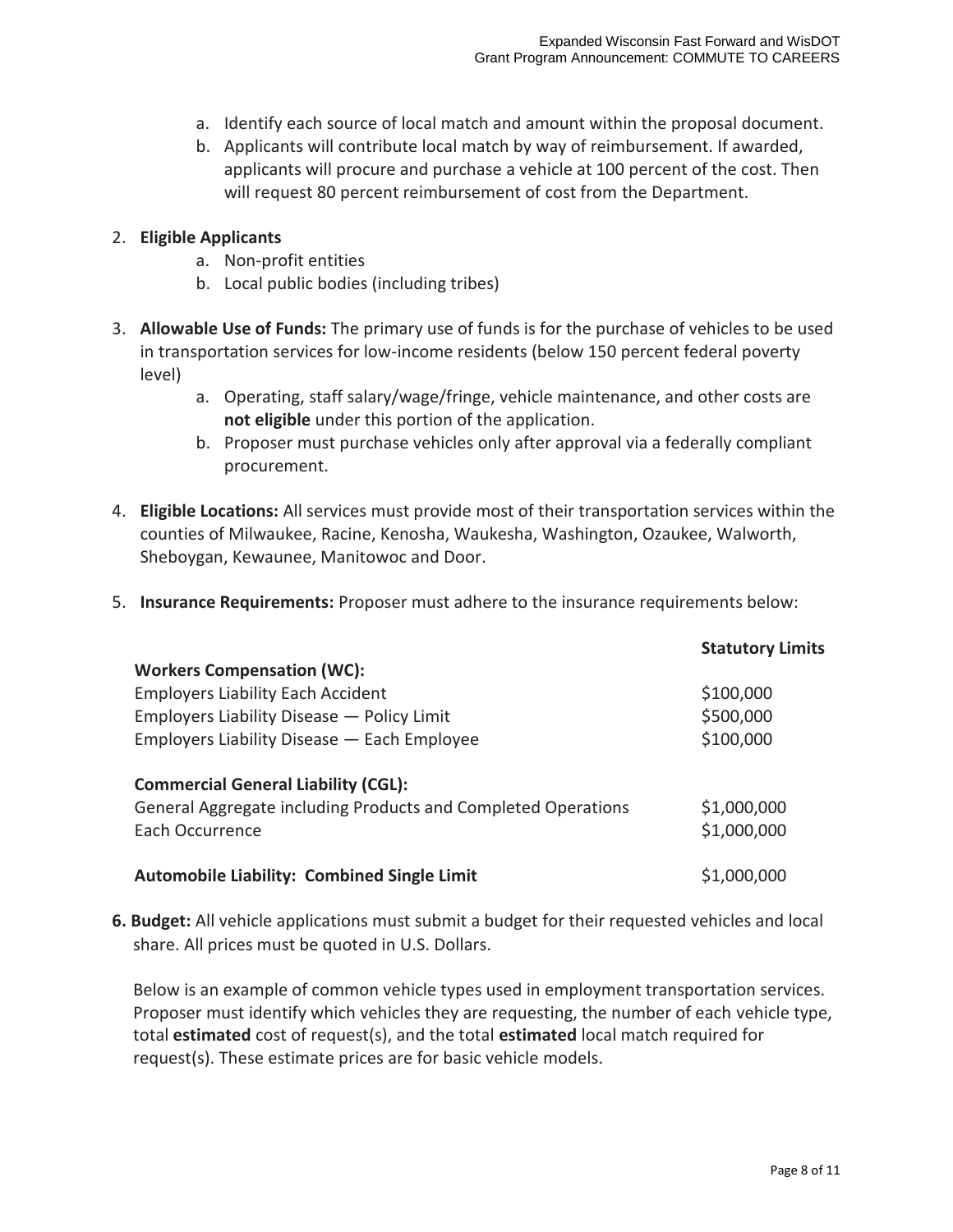a. Identify each source of local match and amount within the proposal document.
b. Applicants will contribute local match by way of reimbursement. If awarded, applicants will procure and purchase a vehicle at 100 percent of the cost. Then will request 80 percent reimbursement of cost from the Department.

2. **Eligible Applicants**
   a. Non-profit entities
   b. Local public bodies (including tribes)

3. **Allowable Use of Funds:** The primary use of funds is for the purchase of vehicles to be used in transportation services for low-income residents (below 150 percent federal poverty level)
   a. Operating, staff salary/wage/fringe, vehicle maintenance, and other costs are **not eligible** under this portion of the application.
   b. Proposer must purchase vehicles only after approval via a federally compliant procurement.

4. **Eligible Locations:** All services must provide most of their transportation services within the counties of Milwaukee, Racine, Kenosha, Waukesha, Washington, Ozaukee, Walworth, Sheboygan, Kewaunee, Manitowoc and Door.

5. **Insurance Requirements:** Proposer must adhere to the insurance requirements below:

| | **Statutory Limits** |
|---|---|
| **Workers Compensation (WC):** | |
| Employers Liability Each Accident | $100,000 |
| Employers Liability Disease — Policy Limit | $500,000 |
| Employers Liability Disease — Each Employee | $100,000 |
| **Commercial General Liability (CGL):** | |
| General Aggregate including Products and Completed Operations | $1,000,000 |
| Each Occurrence | $1,000,000 |
| **Automobile Liability: Combined Single Limit** | $1,000,000 |

**6. Budget:** All vehicle applications must submit a budget for their requested vehicles and local share. All prices must be quoted in U.S. Dollars.

Below is an example of common vehicle types used in employment transportation services. Proposer must identify which vehicles they are requesting, the number of each vehicle type, total **estimated** cost of request(s), and the total **estimated** local match required for request(s). These estimate prices are for basic vehicle models.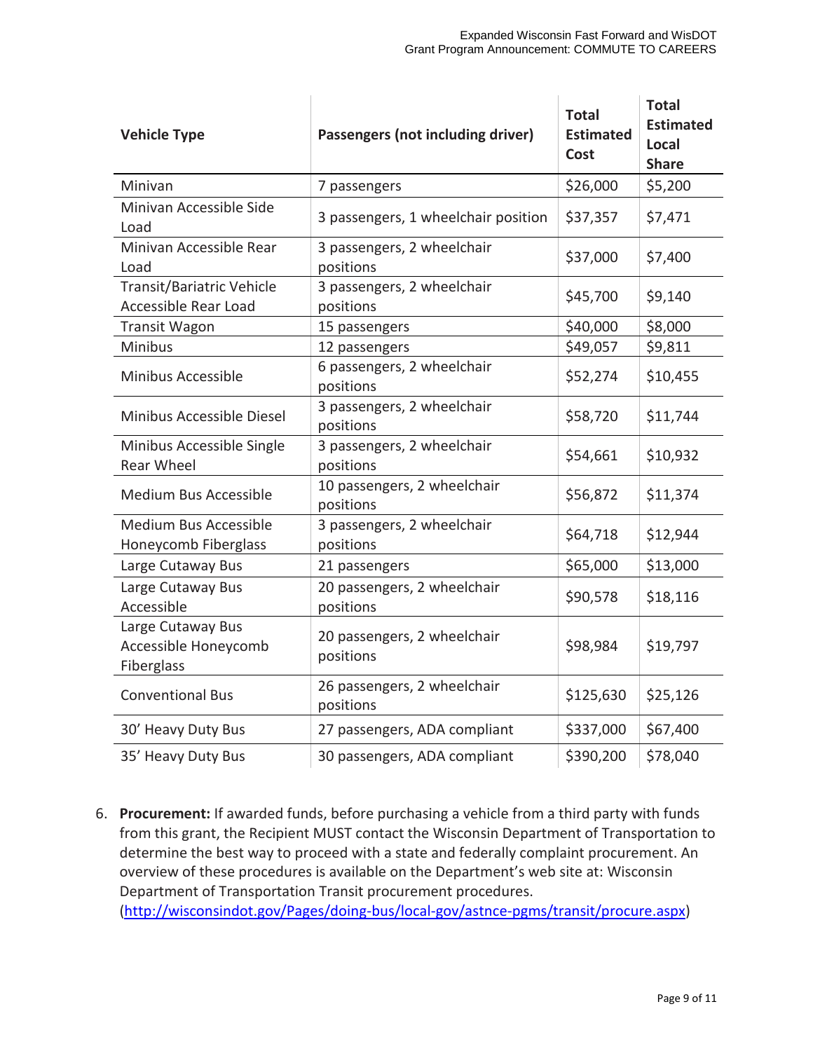| Vehicle Type | Passengers (not including driver) | Total Estimated Cost | Total Estimated Local Share |
|---|---|---|---|
| Minivan | 7 passengers | $26,000 | $5,200 |
| Minivan Accessible Side Load | 3 passengers, 1 wheelchair position | $37,357 | $7,471 |
| Minivan Accessible Rear Load | 3 passengers, 2 wheelchair positions | $37,000 | $7,400 |
| Transit/Bariatric Vehicle Accessible Rear Load | 3 passengers, 2 wheelchair positions | $45,700 | $9,140 |
| Transit Wagon | 15 passengers | $40,000 | $8,000 |
| Minibus | 12 passengers | $49,057 | $9,811 |
| Minibus Accessible | 6 passengers, 2 wheelchair positions | $52,274 | $10,455 |
| Minibus Accessible Diesel | 3 passengers, 2 wheelchair positions | $58,720 | $11,744 |
| Minibus Accessible Single Rear Wheel | 3 passengers, 2 wheelchair positions | $54,661 | $10,932 |
| Medium Bus Accessible | 10 passengers, 2 wheelchair positions | $56,872 | $11,374 |
| Medium Bus Accessible Honeycomb Fiberglass | 3 passengers, 2 wheelchair positions | $64,718 | $12,944 |
| Large Cutaway Bus | 21 passengers | $65,000 | $13,000 |
| Large Cutaway Bus Accessible | 20 passengers, 2 wheelchair positions | $90,578 | $18,116 |
| Large Cutaway Bus Accessible Honeycomb Fiberglass | 20 passengers, 2 wheelchair positions | $98,984 | $19,797 |
| Conventional Bus | 26 passengers, 2 wheelchair positions | $125,630 | $25,126 |
| 30' Heavy Duty Bus | 27 passengers, ADA compliant | $337,000 | $67,400 |
| 35' Heavy Duty Bus | 30 passengers, ADA compliant | $390,200 | $78,040 |

6. **Procurement:** If awarded funds, before purchasing a vehicle from a third party with funds from this grant, the Recipient MUST contact the Wisconsin Department of Transportation to determine the best way to proceed with a state and federally complaint procurement. An overview of these procedures is available on the Department's web site at: Wisconsin Department of Transportation Transit procurement procedures. (http://wisconsindot.gov/Pages/doing-bus/local-gov/astnce-pgms/transit/procure.aspx)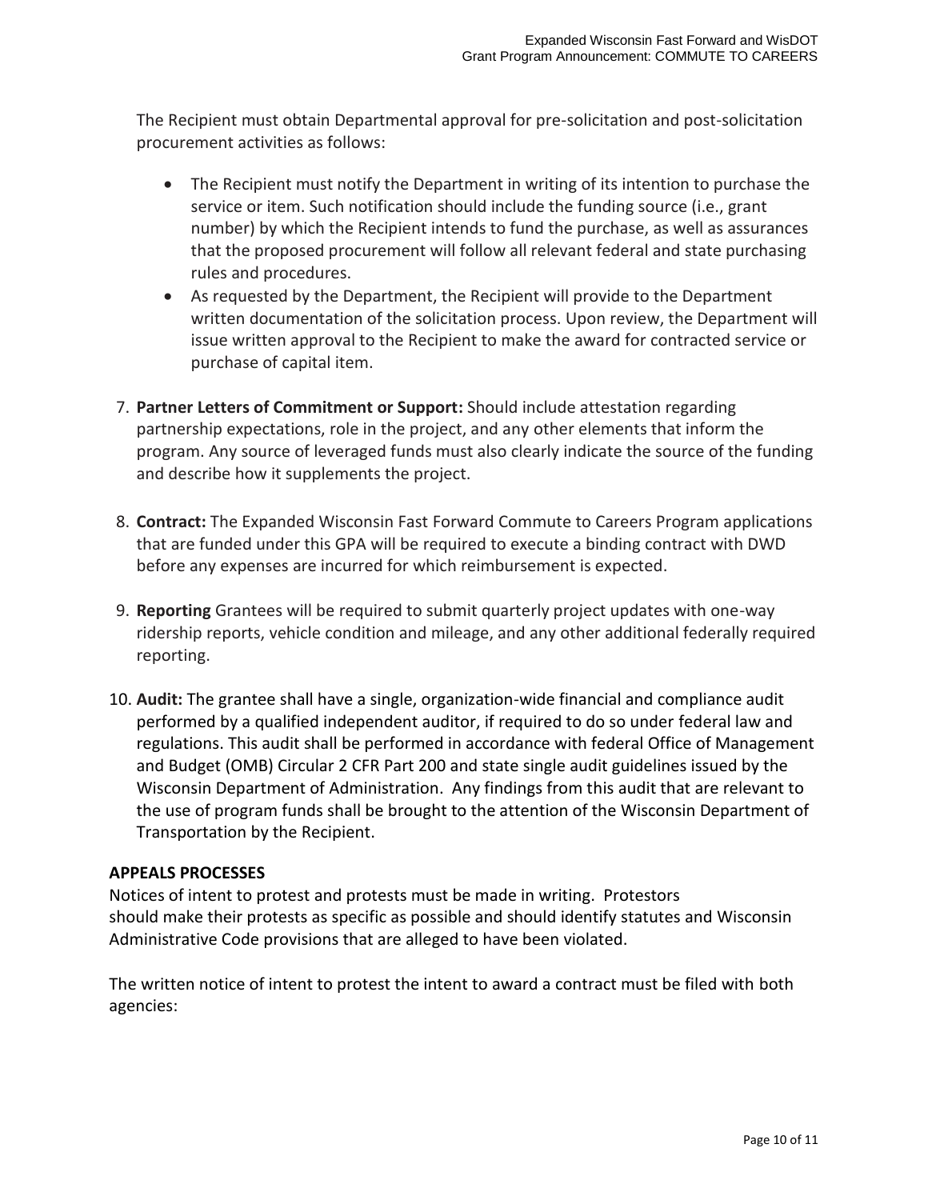The Recipient must obtain Departmental approval for pre-solicitation and post-solicitation procurement activities as follows:

- The Recipient must notify the Department in writing of its intention to purchase the service or item. Such notification should include the funding source (i.e., grant number) by which the Recipient intends to fund the purchase, as well as assurances that the proposed procurement will follow all relevant federal and state purchasing rules and procedures.
- As requested by the Department, the Recipient will provide to the Department written documentation of the solicitation process. Upon review, the Department will issue written approval to the Recipient to make the award for contracted service or purchase of capital item.

7. **Partner Letters of Commitment or Support:** Should include attestation regarding partnership expectations, role in the project, and any other elements that inform the program. Any source of leveraged funds must also clearly indicate the source of the funding and describe how it supplements the project.

8. **Contract:** The Expanded Wisconsin Fast Forward Commute to Careers Program applications that are funded under this GPA will be required to execute a binding contract with DWD before any expenses are incurred for which reimbursement is expected.

9. **Reporting** Grantees will be required to submit quarterly project updates with one-way ridership reports, vehicle condition and mileage, and any other additional federally required reporting.

10. **Audit:** The grantee shall have a single, organization-wide financial and compliance audit performed by a qualified independent auditor, if required to do so under federal law and regulations. This audit shall be performed in accordance with federal Office of Management and Budget (OMB) Circular 2 CFR Part 200 and state single audit guidelines issued by the Wisconsin Department of Administration. Any findings from this audit that are relevant to the use of program funds shall be brought to the attention of the Wisconsin Department of Transportation by the Recipient.

**APPEALS PROCESSES**

Notices of intent to protest and protests must be made in writing. Protestors should make their protests as specific as possible and should identify statutes and Wisconsin Administrative Code provisions that are alleged to have been violated.

The written notice of intent to protest the intent to award a contract must be filed with both agencies: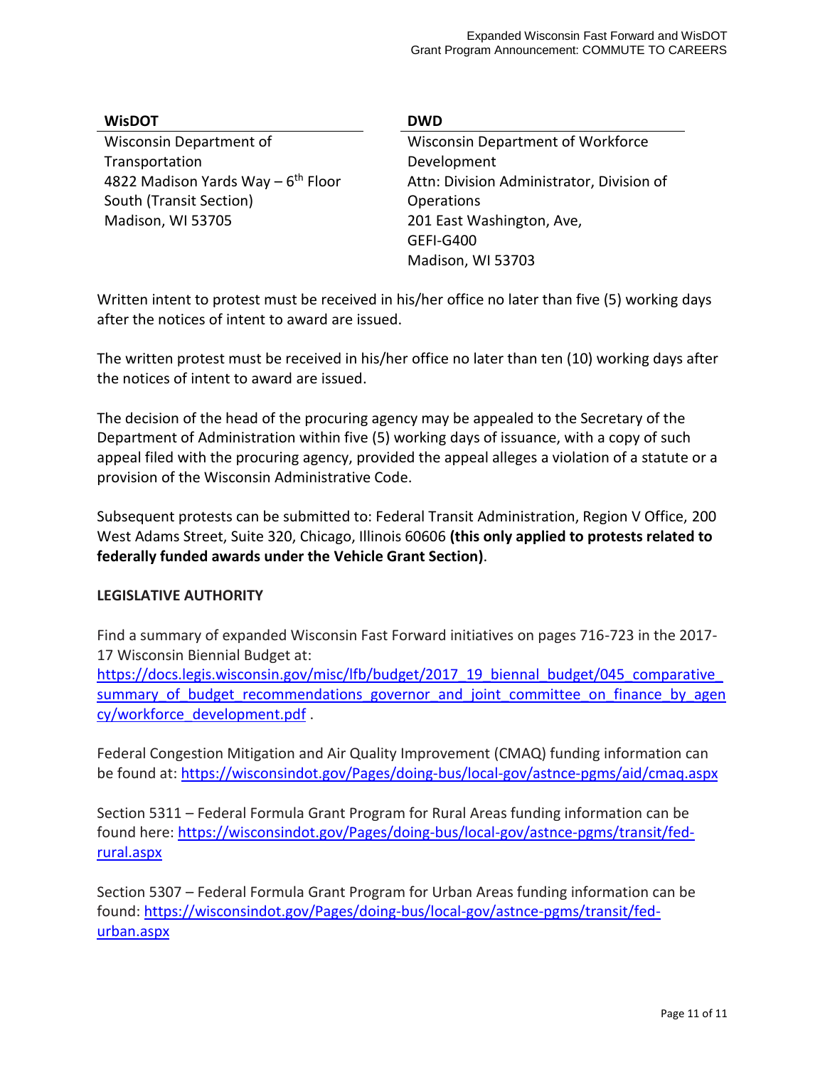| WisDOT | DWD |
|---|---|
| Wisconsin Department of Transportation<br>4822 Madison Yards Way – 6th Floor South (Transit Section)<br>Madison, WI 53705 | Wisconsin Department of Workforce Development<br>Attn: Division Administrator, Division of Operations<br>201 East Washington, Ave,<br>GEFI-G400<br>Madison, WI 53703 |

Written intent to protest must be received in his/her office no later than five (5) working days after the notices of intent to award are issued.

The written protest must be received in his/her office no later than ten (10) working days after the notices of intent to award are issued.

The decision of the head of the procuring agency may be appealed to the Secretary of the Department of Administration within five (5) working days of issuance, with a copy of such appeal filed with the procuring agency, provided the appeal alleges a violation of a statute or a provision of the Wisconsin Administrative Code.

Subsequent protests can be submitted to: Federal Transit Administration, Region V Office, 200 West Adams Street, Suite 320, Chicago, Illinois 60606 **(this only applied to protests related to federally funded awards under the Vehicle Grant Section)**.

**LEGISLATIVE AUTHORITY**

Find a summary of expanded Wisconsin Fast Forward initiatives on pages 716-723 in the 2017-17 Wisconsin Biennial Budget at: https://docs.legis.wisconsin.gov/misc/lfb/budget/2017_19_biennal_budget/045_comparative_summary_of_budget_recommendations_governor_and_joint_committee_on_finance_by_agency/workforce_development.pdf .

Federal Congestion Mitigation and Air Quality Improvement (CMAQ) funding information can be found at: https://wisconsindot.gov/Pages/doing-bus/local-gov/astnce-pgms/aid/cmaq.aspx

Section 5311 – Federal Formula Grant Program for Rural Areas funding information can be found here: https://wisconsindot.gov/Pages/doing-bus/local-gov/astnce-pgms/transit/fed-rural.aspx

Section 5307 – Federal Formula Grant Program for Urban Areas funding information can be found: https://wisconsindot.gov/Pages/doing-bus/local-gov/astnce-pgms/transit/fed-urban.aspx